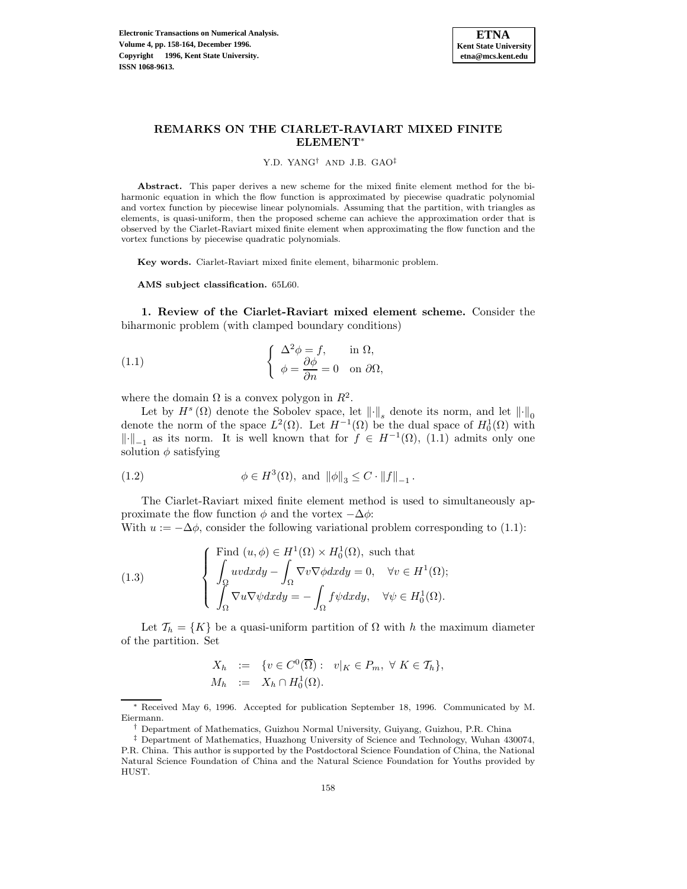# REMARKS ON THE CIARLET-RAVIART MIXED FINITE ELEMENT[*]

Y.D. YANG[†] AND J.B. GAO[‡]

**Abstract.** This paper derives a new scheme for the mixed finite element method for the biharmonic equation in which the flow function is approximated by piecewise quadratic polynomial and vortex function by piecewise linear polynomials. Assuming that the partition, with triangles as elements, is quasi-uniform, then the proposed scheme can achieve the approximation order that is observed by the Ciarlet-Raviart mixed finite element when approximating the flow function and the vortex functions by piecewise quadratic polynomials.

**Key words.** Ciarlet-Raviart mixed finite element, biharmonic problem.

**AMS subject classification.** 65L60.

**1. Review of the Ciarlet-Raviart mixed element scheme.** Consider the biharmonic problem (with clamped boundary conditions)

$$\left\{ \begin{array}{ll} \Delta^2 \phi = f, & \text{in } \Omega, \\ \phi = \dfrac{\partial \phi}{\partial n} = 0 & \text{on } \partial\Omega, \end{array} \right. \tag{1.1}$$

where the domain $\Omega$ is a convex polygon in $R^2$.

Let by $H^s(\Omega)$ denote the Sobolev space, let $\|\cdot\|_s$ denote its norm, and let $\|\cdot\|_0$ denote the norm of the space $L^2(\Omega)$. Let $H^{-1}(\Omega)$ be the dual space of $H_0^1(\Omega)$ with $\|\cdot\|_{-1}$ as its norm. It is well known that for $f \in H^{-1}(\Omega)$, (1.1) admits only one solution $\phi$ satisfying

$$\phi \in H^3(\Omega), \text{ and } \|\phi\|_3 \leq C \cdot \|f\|_{-1}. \tag{1.2}$$

The Ciarlet-Raviart mixed finite element method is used to simultaneously approximate the flow function $\phi$ and the vortex $-\Delta\phi$:
With $u := -\Delta\phi$, consider the following variational problem corresponding to (1.1):

$$\left\{ \begin{array}{l} \text{Find } (u, \phi) \in H^1(\Omega) \times H_0^1(\Omega), \text{ such that} \\ \displaystyle\int_\Omega uv dxdy - \int_\Omega \nabla v \nabla \phi dxdy = 0, \quad \forall v \in H^1(\Omega); \\ \displaystyle\int_\Omega \nabla u \nabla \psi dxdy = -\int_\Omega f \psi dxdy, \quad \forall \psi \in H_0^1(\Omega). \end{array} \right. \tag{1.3}$$

Let $\mathcal{T}_h = \{K\}$ be a quasi-uniform partition of $\Omega$ with $h$ the maximum diameter of the partition. Set

$$\begin{array}{rcl} X_h & := & \{v \in C^0(\overline{\Omega}) : \; v|_K \in P_m, \; \forall \; K \in \mathcal{T}_h\}, \\ M_h & := & X_h \cap H_0^1(\Omega). \end{array}$$

---

[*] Received May 6, 1996. Accepted for publication September 18, 1996. Communicated by M. Eiermann.

[†] Department of Mathematics, Guizhou Normal University, Guiyang, Guizhou, P.R. China

[‡] Department of Mathematics, Huazhong University of Science and Technology, Wuhan 430074, P.R. China. This author is supported by the Postdoctoral Science Foundation of China, the National Natural Science Foundation of China and the Natural Science Foundation for Youths provided by HUST.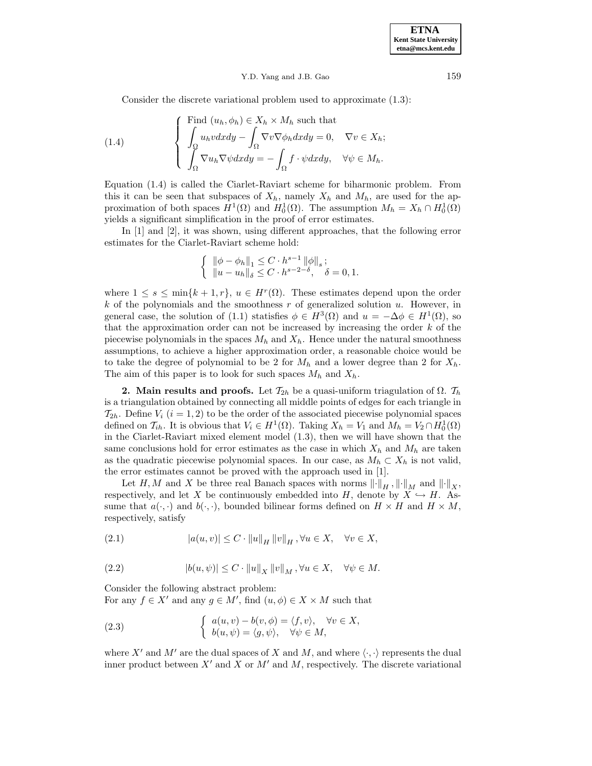Consider the discrete variational problem used to approximate (1.3):

$$
(1.4) \qquad \begin{cases} \text{Find } (u_h, \phi_h) \in X_h \times M_h \text{ such that} \\ \displaystyle\int_\Omega u_h v dxdy - \int_\Omega \nabla v \nabla \phi_h dxdy = 0, \quad \nabla v \in X_h; \\ \displaystyle\int_\Omega \nabla u_h \nabla \psi dxdy = -\int_\Omega f \cdot \psi dxdy, \quad \forall \psi \in M_h. \end{cases}
$$

Equation (1.4) is called the Ciarlet-Raviart scheme for biharmonic problem. From this it can be seen that subspaces of $X_h$, namely $X_h$ and $M_h$, are used for the approximation of both spaces $H^1(\Omega)$ and $H_0^1(\Omega)$. The assumption $M_h = X_h \cap H_0^1(\Omega)$ yields a significant simplification in the proof of error estimates.

In [1] and [2], it was shown, using different approaches, that the following error estimates for the Ciarlet-Raviart scheme hold:

$$
\begin{cases} \|\phi - \phi_h\|_1 \leq C \cdot h^{s-1} \|\phi\|_s ; \\ \|u - u_h\|_\delta \leq C \cdot h^{s-2-\delta}, \quad \delta = 0, 1. \end{cases}
$$

where $1 \leq s \leq \min\{k+1, r\}$, $u \in H^r(\Omega)$. These estimates depend upon the order $k$ of the polynomials and the smoothness $r$ of generalized solution $u$. However, in general case, the solution of (1.1) statisfies $\phi \in H^3(\Omega)$ and $u = -\Delta\phi \in H^1(\Omega)$, so that the approximation order can not be increased by increasing the order $k$ of the piecewise polynomials in the spaces $M_h$ and $X_h$. Hence under the natural smoothness assumptions, to achieve a higher approximation order, a reasonable choice would be to take the degree of polynomial to be 2 for $M_h$ and a lower degree than 2 for $X_h$. The aim of this paper is to look for such spaces $M_h$ and $X_h$.

**2. Main results and proofs.** Let $\mathcal{T}_{2h}$ be a quasi-uniform triagulation of $\Omega$. $\mathcal{T}_h$ is a triangulation obtained by connecting all middle points of edges for each triangle in $\mathcal{T}_{2h}$. Define $V_i$ $(i = 1, 2)$ to be the order of the associated piecewise polynomial spaces defined on $\mathcal{T}_{ih}$. It is obvious that $V_i \in H^1(\Omega)$. Taking $X_h = V_1$ and $M_h = V_2 \cap H_0^1(\Omega)$ in the Ciarlet-Raviart mixed element model (1.3), then we will have shown that the same conclusions hold for error estimates as the case in which $X_h$ and $M_h$ are taken as the quadratic piecewise polynomial spaces. In our case, as $M_h \subset X_h$ is not valid, the error estimates cannot be proved with the approach used in [1].

Let $H, M$ and $X$ be three real Banach spaces with norms $\|\cdot\|_H$, $\|\cdot\|_M$ and $\|\cdot\|_X$, respectively, and let $X$ be continuously embedded into $H$, denote by $X \hookrightarrow H$. Assume that $a(\cdot,\cdot)$ and $b(\cdot,\cdot)$, bounded bilinear forms defined on $H \times H$ and $H \times M$, respectively, satisfy

$$
(2.1) \qquad |a(u, v)| \leq C \cdot \|u\|_H \|v\|_H, \forall u \in X, \quad \forall v \in X,
$$

$$
(2.2) \qquad |b(u, \psi)| \leq C \cdot \|u\|_X \|v\|_M, \forall u \in X, \quad \forall \psi \in M.
$$

Consider the following abstract problem:
For any $f \in X'$ and any $g \in M'$, find $(u, \phi) \in X \times M$ such that

$$
(2.3) \qquad \begin{cases} a(u, v) - b(v, \phi) = \langle f, v \rangle, \quad \forall v \in X, \\ b(u, \psi) = \langle g, \psi \rangle, \quad \forall \psi \in M, \end{cases}
$$

where $X'$ and $M'$ are the dual spaces of $X$ and $M$, and where $\langle \cdot, \cdot \rangle$ represents the dual inner product between $X'$ and $X$ or $M'$ and $M$, respectively. The discrete variational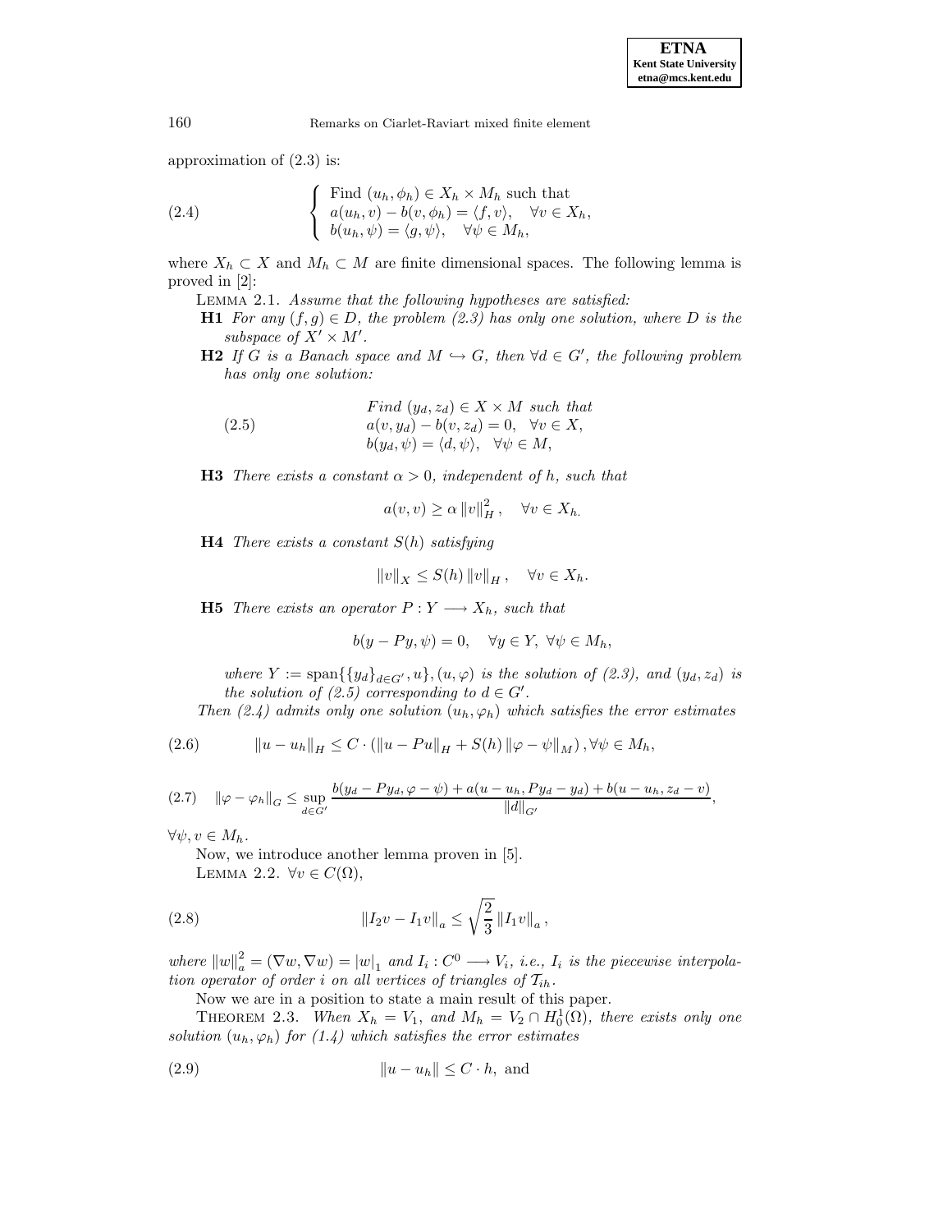approximation of (2.3) is:

$$
\text{(2.4)} \qquad \begin{cases} \text{Find } (u_h, \phi_h) \in X_h \times M_h \text{ such that} \\ a(u_h, v) - b(v, \phi_h) = \langle f, v \rangle, \quad \forall v \in X_h, \\ b(u_h, \psi) = \langle g, \psi \rangle, \quad \forall \psi \in M_h, \end{cases}
$$

where $X_h \subset X$ and $M_h \subset M$ are finite dimensional spaces. The following lemma is proved in [2]:

LEMMA 2.1. *Assume that the following hypotheses are satisfied:*

**H1** *For any $(f, g) \in D$, the problem (2.3) has only one solution, where $D$ is the subspace of $X' \times M'$.*

**H2** *If $G$ is a Banach space and $M \hookrightarrow G$, then $\forall d \in G'$, the following problem has only one solution:*

$$
\text{(2.5)} \qquad \begin{array}{l} \textit{Find } (y_d, z_d) \in X \times M \textit{ such that} \\ a(v, y_d) - b(v, z_d) = 0, \quad \forall v \in X, \\ b(y_d, \psi) = \langle d, \psi \rangle, \quad \forall \psi \in M, \end{array}
$$

**H3** *There exists a constant $\alpha > 0$, independent of $h$, such that*

$$
a(v, v) \geq \alpha \|v\|_H^2, \quad \forall v \in X_h.
$$

**H4** *There exists a constant $S(h)$ satisfying*

$$
\|v\|_X \leq S(h) \|v\|_H, \quad \forall v \in X_h.
$$

**H5** *There exists an operator $P : Y \longrightarrow X_h$, such that*

$$
b(y - Py, \psi) = 0, \quad \forall y \in Y, \ \forall \psi \in M_h,
$$

*where $Y := \operatorname{span}\{\{y_d\}_{d \in G'}, u\}, (u, \varphi)$ is the solution of (2.3), and $(y_d, z_d)$ is the solution of (2.5) corresponding to $d \in G'$.*

*Then (2.4) admits only one solution $(u_h, \varphi_h)$ which satisfies the error estimates*

$$
\text{(2.6)} \qquad \|u - u_h\|_H \leq C \cdot (\|u - Pu\|_H + S(h) \|\varphi - \psi\|_M), \forall \psi \in M_h,
$$

$$
\text{(2.7)} \quad \|\varphi - \varphi_h\|_G \leq \sup_{d \in G'} \frac{b(y_d - Py_d, \varphi - \psi) + a(u - u_h, Py_d - y_d) + b(u - u_h, z_d - v)}{\|d\|_{G'}},
$$

$\forall \psi, v \in M_h$.

Now, we introduce another lemma proven in [5].

LEMMA 2.2. $\forall v \in C(\Omega)$,

$$
\text{(2.8)} \qquad \|I_2 v - I_1 v\|_a \leq \sqrt{\frac{2}{3}} \|I_1 v\|_a,
$$

*where $\|w\|_a^2 = (\nabla w, \nabla w) = |w|_1$ and $I_i : C^0 \longrightarrow V_i$, i.e., $I_i$ is the piecewise interpolation operator of order $i$ on all vertices of triangles of $\mathcal{T}_{ih}$.*

Now we are in a position to state a main result of this paper.

THEOREM 2.3. *When $X_h = V_1$, and $M_h = V_2 \cap H_0^1(\Omega)$, there exists only one solution $(u_h, \varphi_h)$ for (1.4) which satisfies the error estimates*

$$
\text{(2.9)} \qquad \|u - u_h\| \leq C \cdot h, \text{ and}
$$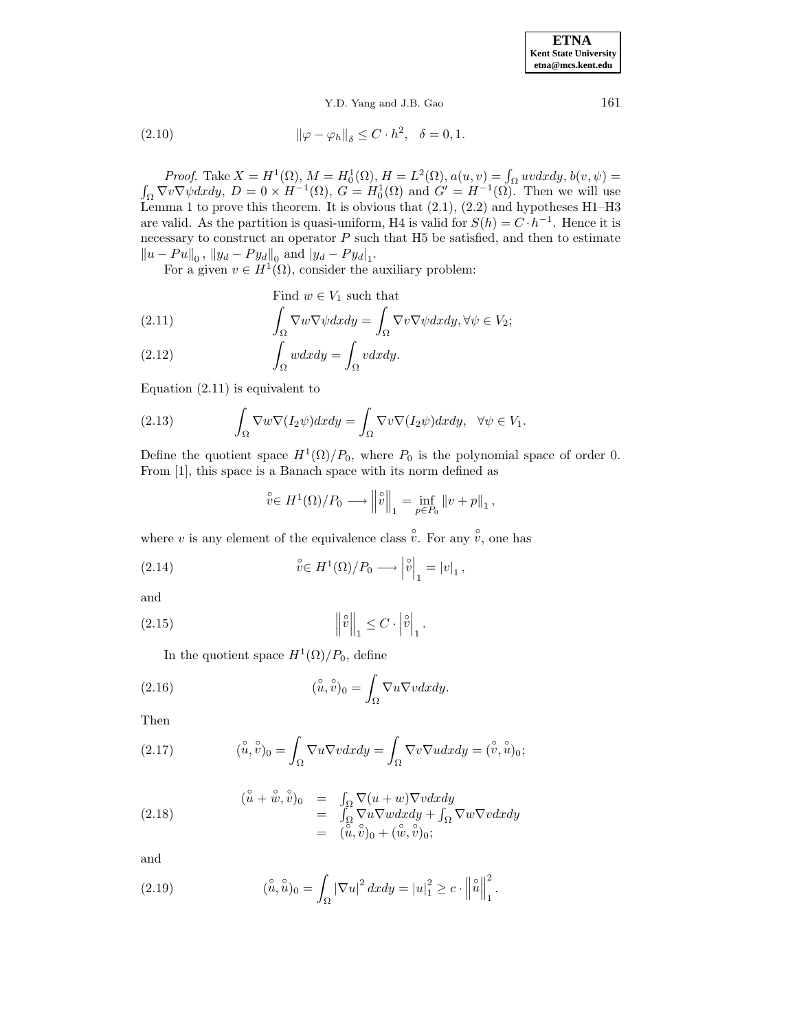$$\|\varphi - \varphi_h\|_\delta \leq C \cdot h^2, \quad \delta = 0, 1. \tag{2.10}$$

*Proof.* Take $X = H^1(\Omega)$, $M = H_0^1(\Omega)$, $H = L^2(\Omega)$, $a(u,v) = \int_\Omega uv dxdy$, $b(v,\psi) = \int_\Omega \nabla v \nabla \psi dxdy$, $D = 0 \times H^{-1}(\Omega)$, $G = H_0^1(\Omega)$ and $G' = H^{-1}(\Omega)$. Then we will use Lemma 1 to prove this theorem. It is obvious that (2.1), (2.2) and hypotheses H1–H3 are valid. As the partition is quasi-uniform, H4 is valid for $S(h) = C \cdot h^{-1}$. Hence it is necessary to construct an operator $P$ such that H5 be satisfied, and then to estimate $\|u - Pu\|_0$, $\|y_d - Py_d\|_0$ and $|y_d - Py_d|_1$.

For a given $v \in H^1(\Omega)$, consider the auxiliary problem:

Find $w \in V_1$ such that

$$\int_\Omega \nabla w \nabla \psi dxdy = \int_\Omega \nabla v \nabla \psi dxdy, \forall \psi \in V_2; \tag{2.11}$$

$$\int_\Omega w dxdy = \int_\Omega v dxdy. \tag{2.12}$$

Equation (2.11) is equivalent to

$$\int_\Omega \nabla w \nabla (I_2 \psi) dxdy = \int_\Omega \nabla v \nabla (I_2 \psi) dxdy, \quad \forall \psi \in V_1. \tag{2.13}$$

Define the quotient space $H^1(\Omega)/P_0$, where $P_0$ is the polynomial space of order 0. From [1], this space is a Banach space with its norm defined as

$$\overset{\circ}{v} \in H^1(\Omega)/P_0 \longrightarrow \left\|\overset{\circ}{v}\right\|_1 = \inf_{p \in P_0} \|v + p\|_1,$$

where $v$ is any element of the equivalence class $\overset{\circ}{v}$. For any $\overset{\circ}{v}$, one has

$$\overset{\circ}{v} \in H^1(\Omega)/P_0 \longrightarrow \left|\overset{\circ}{v}\right|_1 = |v|_1, \tag{2.14}$$

and

$$\left\|\overset{\circ}{v}\right\|_1 \leq C \cdot \left|\overset{\circ}{v}\right|_1. \tag{2.15}$$

In the quotient space $H^1(\Omega)/P_0$, define

$$(\overset{\circ}{u}, \overset{\circ}{v})_0 = \int_\Omega \nabla u \nabla v dxdy. \tag{2.16}$$

Then

$$(\overset{\circ}{u}, \overset{\circ}{v})_0 = \int_\Omega \nabla u \nabla v dxdy = \int_\Omega \nabla v \nabla u dxdy = (\overset{\circ}{v}, \overset{\circ}{u})_0; \tag{2.17}$$

$$\begin{aligned}(\overset{\circ}{u} + \overset{\circ}{w}, \overset{\circ}{v})_0 &= \int_\Omega \nabla (u + w) \nabla v dxdy \\ &= \int_\Omega \nabla u \nabla w dxdy + \int_\Omega \nabla w \nabla v dxdy \\ &= (\overset{\circ}{u}, \overset{\circ}{v})_0 + (\overset{\circ}{w}, \overset{\circ}{v})_0;\end{aligned} \tag{2.18}$$

and

$$(\overset{\circ}{u}, \overset{\circ}{u})_0 = \int_\Omega |\nabla u|^2 dxdy = |u|_1^2 \geq c \cdot \left\|\overset{\circ}{u}\right\|_1^2. \tag{2.19}$$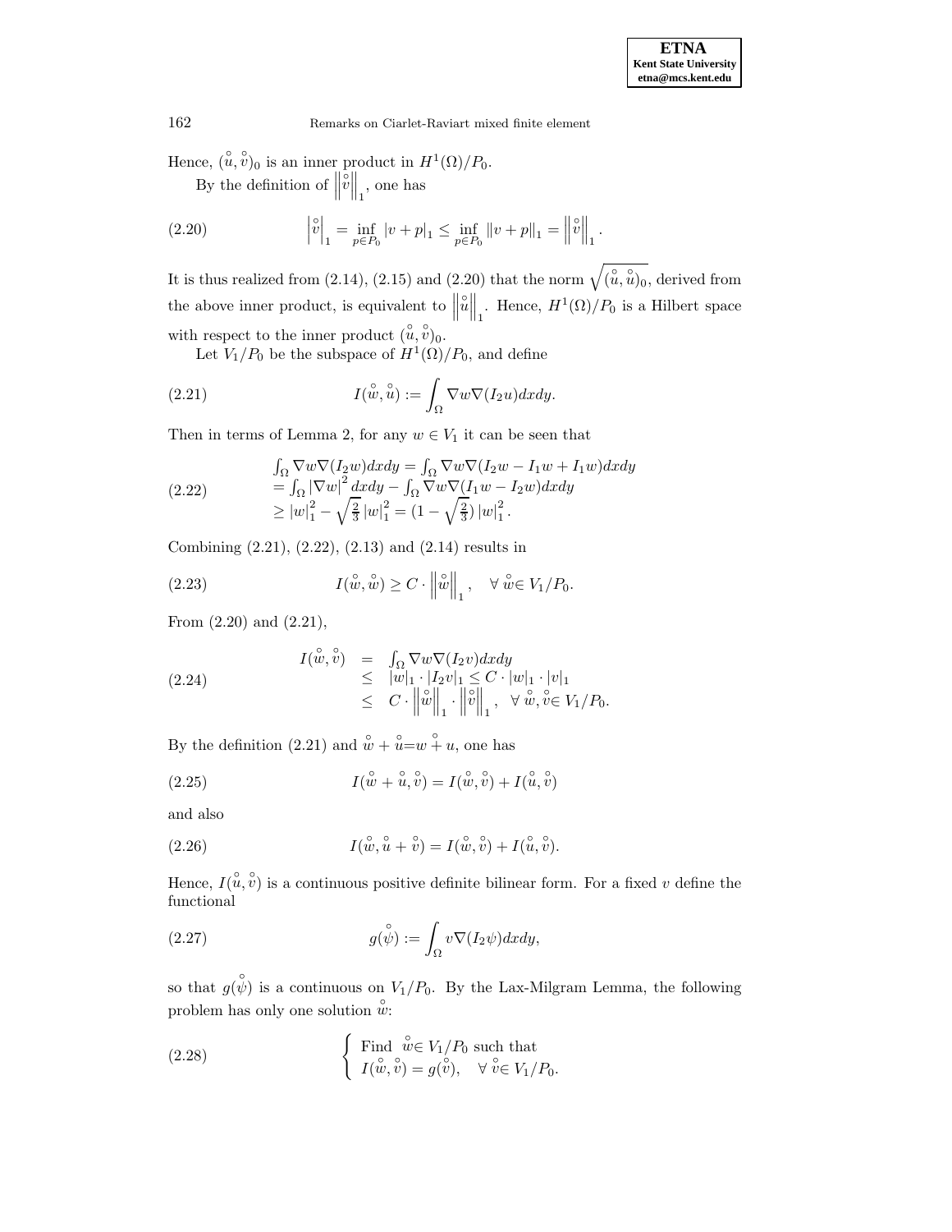Hence, $(\overset{\circ}{u}, \overset{\circ}{v})_0$ is an inner product in $H^1(\Omega)/P_0$.

By the definition of $\left\|\overset{\circ}{v}\right\|_1$, one has

$$
\left|\overset{\circ}{v}\right|_1 = \inf_{p \in P_0} |v + p|_1 \leq \inf_{p \in P_0} \|v + p\|_1 = \left\|\overset{\circ}{v}\right\|_1 . \tag{2.20}
$$

It is thus realized from (2.14), (2.15) and (2.20) that the norm $\sqrt{(\overset{\circ}{u}, \overset{\circ}{u})_0}$, derived from the above inner product, is equivalent to $\left\|\overset{\circ}{u}\right\|_1$. Hence, $H^1(\Omega)/P_0$ is a Hilbert space with respect to the inner product $(\overset{\circ}{u}, \overset{\circ}{v})_0$.

Let $V_1/P_0$ be the subspace of $H^1(\Omega)/P_0$, and define

$$
I(\overset{\circ}{w}, \overset{\circ}{u}) := \int_\Omega \nabla w \nabla (I_2 u) dx dy. \tag{2.21}
$$

Then in terms of Lemma 2, for any $w \in V_1$ it can be seen that

$$
\begin{aligned}
&\int_\Omega \nabla w \nabla (I_2 w) dx dy = \int_\Omega \nabla w \nabla (I_2 w - I_1 w + I_1 w) dx dy \\
&= \int_\Omega |\nabla w|^2 dx dy - \int_\Omega \nabla w \nabla (I_1 w - I_2 w) dx dy \\
&\geq |w|_1^2 - \sqrt{\tfrac{2}{3}}\, |w|_1^2 = (1 - \sqrt{\tfrac{2}{3}})\, |w|_1^2 .
\end{aligned} \tag{2.22}
$$

Combining (2.21), (2.22), (2.13) and (2.14) results in

$$
I(\overset{\circ}{w}, \overset{\circ}{w}) \geq C \cdot \left\|\overset{\circ}{w}\right\|_1 , \quad \forall\, \overset{\circ}{w} \in V_1/P_0. \tag{2.23}
$$

From (2.20) and (2.21),

$$
\begin{aligned}
I(\overset{\circ}{w}, \overset{\circ}{v}) &= \int_\Omega \nabla w \nabla (I_2 v) dx dy \\
&\leq |w|_1 \cdot |I_2 v|_1 \leq C \cdot |w|_1 \cdot |v|_1 \\
&\leq C \cdot \left\|\overset{\circ}{w}\right\|_1 \cdot \left\|\overset{\circ}{v}\right\|_1 , \quad \forall\, \overset{\circ}{w}, \overset{\circ}{v} \in V_1/P_0.
\end{aligned} \tag{2.24}
$$

By the definition (2.21) and $\overset{\circ}{w} + \overset{\circ}{u} = \overset{\circ}{w + u}$, one has

$$
I(\overset{\circ}{w} + \overset{\circ}{u}, \overset{\circ}{v}) = I(\overset{\circ}{w}, \overset{\circ}{v}) + I(\overset{\circ}{u}, \overset{\circ}{v}) \tag{2.25}
$$

and also

$$
I(\overset{\circ}{w}, \overset{\circ}{u} + \overset{\circ}{v}) = I(\overset{\circ}{w}, \overset{\circ}{v}) + I(\overset{\circ}{u}, \overset{\circ}{v}). \tag{2.26}
$$

Hence, $I(\overset{\circ}{u}, \overset{\circ}{v})$ is a continuous positive definite bilinear form. For a fixed $v$ define the functional

$$
g(\overset{\circ}{\psi}) := \int_\Omega v \nabla (I_2 \psi) dx dy, \tag{2.27}
$$

so that $g(\overset{\circ}{\psi})$ is a continuous on $V_1/P_0$. By the Lax-Milgram Lemma, the following problem has only one solution $\overset{\circ}{w}$:

$$
\begin{cases}
\text{Find } \overset{\circ}{w} \in V_1/P_0 \text{ such that} \\
I(\overset{\circ}{w}, \overset{\circ}{v}) = g(\overset{\circ}{v}), \quad \forall\, \overset{\circ}{v} \in V_1/P_0.
\end{cases} \tag{2.28}
$$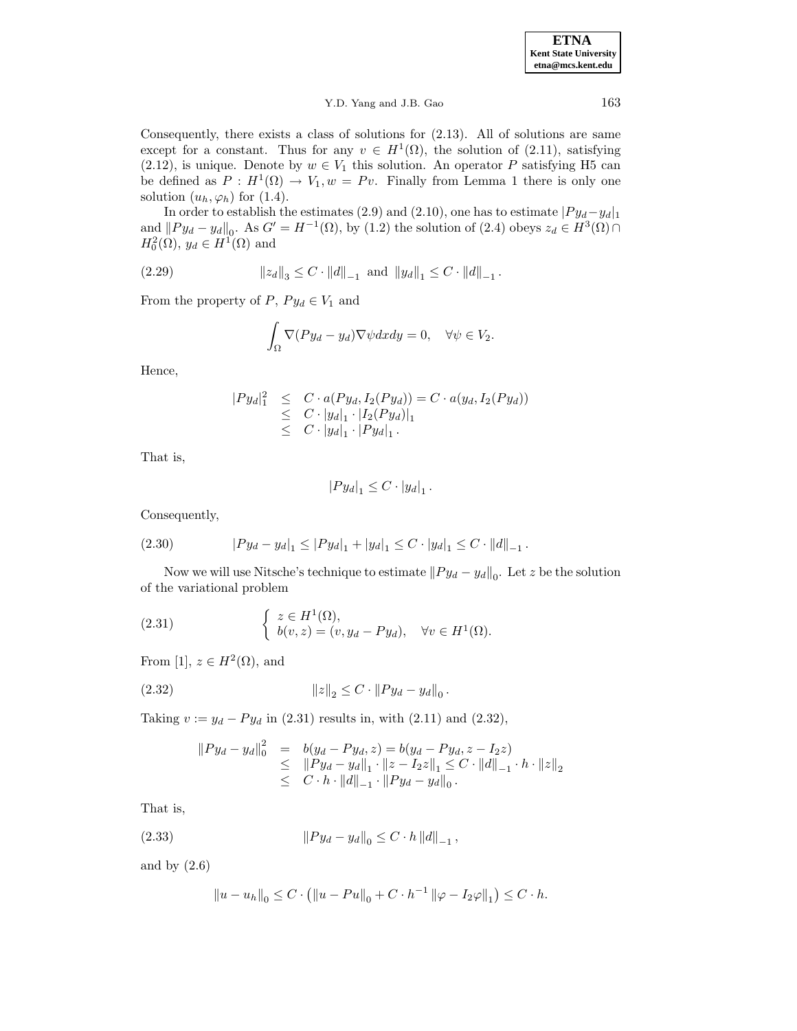Consequently, there exists a class of solutions for (2.13). All of solutions are same except for a constant. Thus for any $v \in H^1(\Omega)$, the solution of (2.11), satisfying (2.12), is unique. Denote by $w \in V_1$ this solution. An operator $P$ satisfying H5 can be defined as $P : H^1(\Omega) \to V_1, w = Pv$. Finally from Lemma 1 there is only one solution $(u_h, \varphi_h)$ for (1.4).

In order to establish the estimates (2.9) and (2.10), one has to estimate $|Py_d - y_d|_1$ and $\|Py_d - y_d\|_0$. As $G' = H^{-1}(\Omega)$, by (1.2) the solution of (2.4) obeys $z_d \in H^3(\Omega) \cap H_0^2(\Omega)$, $y_d \in H^1(\Omega)$ and

$$\|z_d\|_3 \leq C \cdot \|d\|_{-1} \text{ and } \|y_d\|_1 \leq C \cdot \|d\|_{-1}. \tag{2.29}$$

From the property of $P$, $Py_d \in V_1$ and

$$\int_\Omega \nabla(Py_d - y_d)\nabla\psi dxdy = 0, \quad \forall \psi \in V_2.$$

Hence,

$$\begin{aligned} |Py_d|_1^2 &\leq C \cdot a(Py_d, I_2(Py_d)) = C \cdot a(y_d, I_2(Py_d)) \\ &\leq C \cdot |y_d|_1 \cdot |I_2(Py_d)|_1 \\ &\leq C \cdot |y_d|_1 \cdot |Py_d|_1 . \end{aligned}$$

That is,

$$|Py_d|_1 \leq C \cdot |y_d|_1 .$$

Consequently,

$$|Py_d - y_d|_1 \leq |Py_d|_1 + |y_d|_1 \leq C \cdot |y_d|_1 \leq C \cdot \|d\|_{-1} . \tag{2.30}$$

Now we will use Nitsche's technique to estimate $\|Py_d - y_d\|_0$. Let $z$ be the solution of the variational problem

$$\begin{cases} z \in H^1(\Omega), \\ b(v, z) = (v, y_d - Py_d), \quad \forall v \in H^1(\Omega). \end{cases} \tag{2.31}$$

From [1], $z \in H^2(\Omega)$, and

$$\|z\|_2 \leq C \cdot \|Py_d - y_d\|_0 . \tag{2.32}$$

Taking $v := y_d - Py_d$ in (2.31) results in, with (2.11) and (2.32),

$$\begin{aligned} \|Py_d - y_d\|_0^2 &= b(y_d - Py_d, z) = b(y_d - Py_d, z - I_2 z) \\ &\leq \|Py_d - y_d\|_1 \cdot \|z - I_2 z\|_1 \leq C \cdot \|d\|_{-1} \cdot h \cdot \|z\|_2 \\ &\leq C \cdot h \cdot \|d\|_{-1} \cdot \|Py_d - y_d\|_0 . \end{aligned}$$

That is,

$$\|Py_d - y_d\|_0 \leq C \cdot h \, \|d\|_{-1} , \tag{2.33}$$

and by (2.6)

$$\|u - u_h\|_0 \leq C \cdot \left( \|u - Pu\|_0 + C \cdot h^{-1} \|\varphi - I_2\varphi\|_1 \right) \leq C \cdot h.$$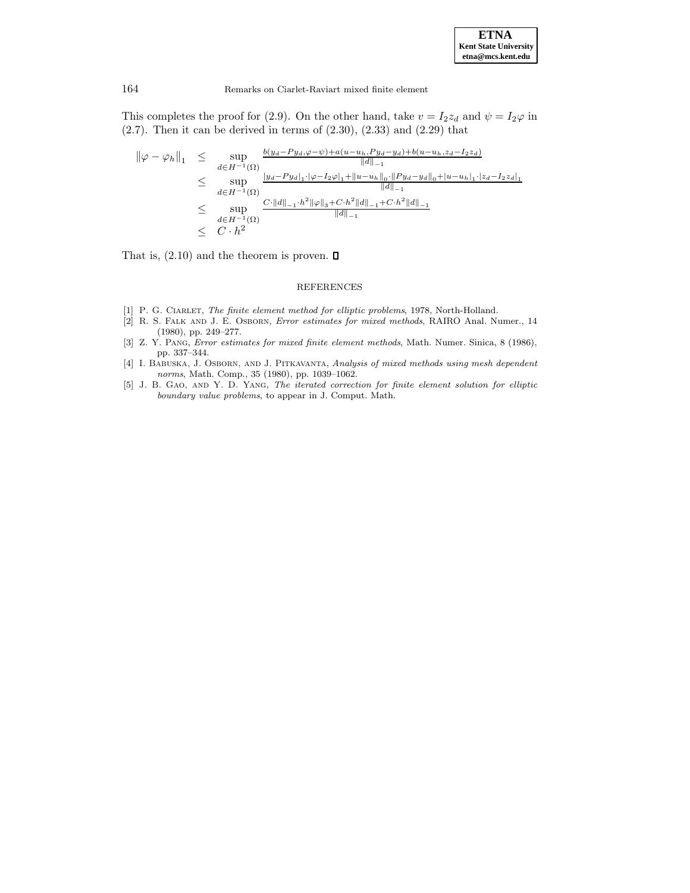This completes the proof for (2.9). On the other hand, take $v = I_2 z_d$ and $\psi = I_2\varphi$ in (2.7). Then it can be derived in terms of (2.30), (2.33) and (2.29) that

$$
\begin{aligned}
\|\varphi - \varphi_h\|_1 &\leq \sup_{d \in H^{-1}(\Omega)} \frac{b(y_d - Py_d, \varphi - \psi) + a(u - u_h, Py_d - y_d) + b(u - u_h, z_d - I_2 z_d)}{\|d\|_{-1}} \\
&\leq \sup_{d \in H^{-1}(\Omega)} \frac{|y_d - Py_d|_1 \cdot |\varphi - I_2\varphi|_1 + \|u - u_h\|_0 \cdot \|Py_d - y_d\|_0 + |u - u_h|_1 \cdot |z_d - I_2 z_d|_1}{\|d\|_{-1}} \\
&\leq \sup_{d \in H^{-1}(\Omega)} \frac{C \cdot \|d\|_{-1} \cdot h^2 \|\varphi\|_3 + C \cdot h^2 \|d\|_{-1} + C \cdot h^2 \|d\|_{-1}}{\|d\|_{-1}} \\
&\leq C \cdot h^2
\end{aligned}
$$

That is, (2.10) and the theorem is proven. ∎

## REFERENCES

[1] P. G. Ciarlet, *The finite element method for elliptic problems*, 1978, North-Holland.

[2] R. S. Falk and J. E. Osborn, *Error estimates for mixed methods*, RAIRO Anal. Numer., 14 (1980), pp. 249–277.

[3] Z. Y. Pang, *Error estimates for mixed finite element methods*, Math. Numer. Sinica, 8 (1986), pp. 337–344.

[4] I. Babuska, J. Osborn, and J. Pitkavanta, *Analysis of mixed methods using mesh dependent norms*, Math. Comp., 35 (1980), pp. 1039–1062.

[5] J. B. Gao, and Y. D. Yang, *The iterated correction for finite element solution for elliptic boundary value problems*, to appear in J. Comput. Math.